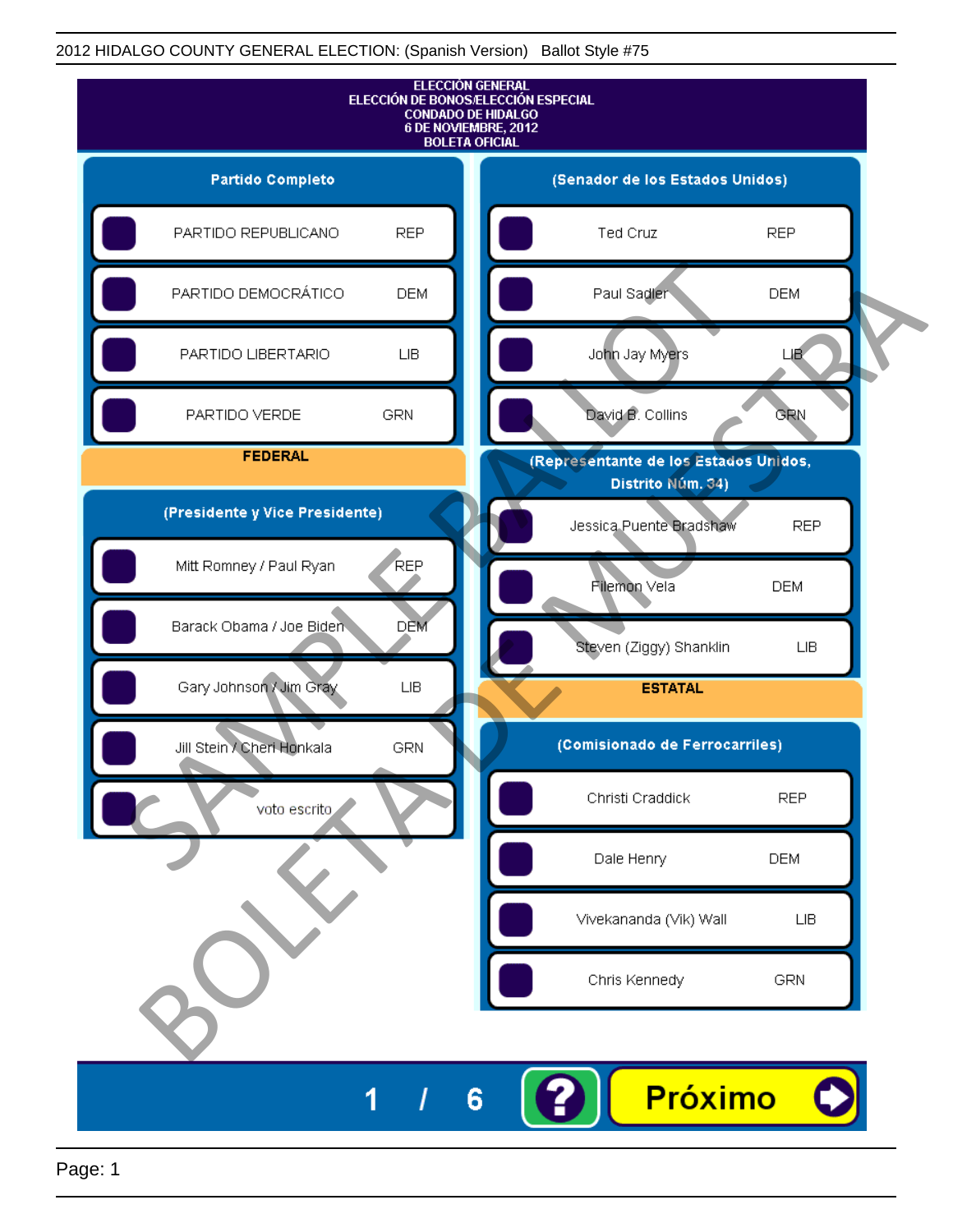2012 HIDALGO COUNTY GENERAL ELECTION: (Spanish Version) Ballot Style #75

# ELECCIÓN GENERAL
## ELECCIÓN DE BONOS/ELECCIÓN ESPECIAL
## CONDADO DE HIDALGO
## 6 DE NOVIEMBRE, 2012
## BOLETA OFICIAL

### Partido Completo

| Partido | |
|---|---|
| PARTIDO REPUBLICANO | REP |
| PARTIDO DEMOCRÁTICO | DEM |
| PARTIDO LIBERTARIO | LIB |
| PARTIDO VERDE | GRN |

## FEDERAL

### (Presidente y Vice Presidente)

| Candidato | Partido |
|---|---|
| Mitt Romney / Paul Ryan | REP |
| Barack Obama / Joe Biden | DEM |
| Gary Johnson / Jim Gray | LIB |
| Jill Stein / Cheri Honkala | GRN |
| voto escrito | |

### (Senador de los Estados Unidos)

| Candidato | Partido |
|---|---|
| Ted Cruz | REP |
| Paul Sadler | DEM |
| John Jay Myers | LIB |
| David B. Collins | GRN |

### (Representante de los Estados Unidos, Distrito Núm. 34)

| Candidato | Partido |
|---|---|
| Jessica Puente Bradshaw | REP |
| Filemon Vela | DEM |
| Steven (Ziggy) Shanklin | LIB |

## ESTATAL

### (Comisionado de Ferrocarriles)

| Candidato | Partido |
|---|---|
| Christi Craddick | REP |
| Dale Henry | DEM |
| Vivekananda (Vik) Wall | LIB |
| Chris Kennedy | GRN |

SAMPLE BALLOT
BOLETA DE MUESTRA

1 / 6

Próximo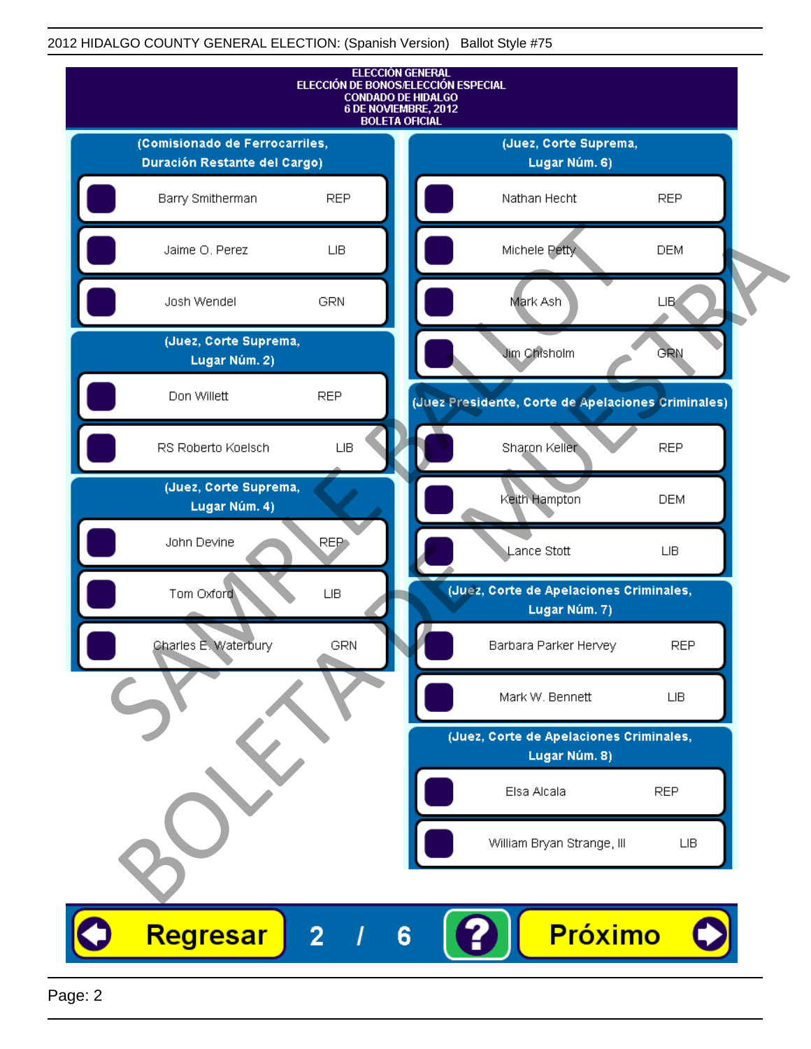2012 HIDALGO COUNTY GENERAL ELECTION: (Spanish Version) Ballot Style #75

**ELECCIÓN GENERAL**
**ELECCIÓN DE BONOS/ELECCIÓN ESPECIAL**
**CONDADO DE HIDALGO**
**6 DE NOVIEMBRE, 2012**
**BOLETA OFICIAL**

### (Comisionado de Ferrocarriles, Duración Restante del Cargo)

| Candidato | Partido |
|---|---|
| Barry Smitherman | REP |
| Jaime O. Perez | LIB |
| Josh Wendel | GRN |

### (Juez, Corte Suprema, Lugar Núm. 2)

| Candidato | Partido |
|---|---|
| Don Willett | REP |
| RS Roberto Koelsch | LIB |

### (Juez, Corte Suprema, Lugar Núm. 4)

| Candidato | Partido |
|---|---|
| John Devine | REP |
| Tom Oxford | LIB |
| Charles E. Waterbury | GRN |

### (Juez, Corte Suprema, Lugar Núm. 6)

| Candidato | Partido |
|---|---|
| Nathan Hecht | REP |
| Michele Petty | DEM |
| Mark Ash | LIB |
| Jim Chisholm | GRN |

### (Juez Presidente, Corte de Apelaciones Criminales)

| Candidato | Partido |
|---|---|
| Sharon Keller | REP |
| Keith Hampton | DEM |
| Lance Stott | LIB |

### (Juez, Corte de Apelaciones Criminales, Lugar Núm. 7)

| Candidato | Partido |
|---|---|
| Barbara Parker Hervey | REP |
| Mark W. Bennett | LIB |

### (Juez, Corte de Apelaciones Criminales, Lugar Núm. 8)

| Candidato | Partido |
|---|---|
| Elsa Alcala | REP |
| William Bryan Strange, III | LIB |

SAMPLE BALLOT / BOLETA DE MUESTRA

Regresar | 2 / 6 | ? | Próximo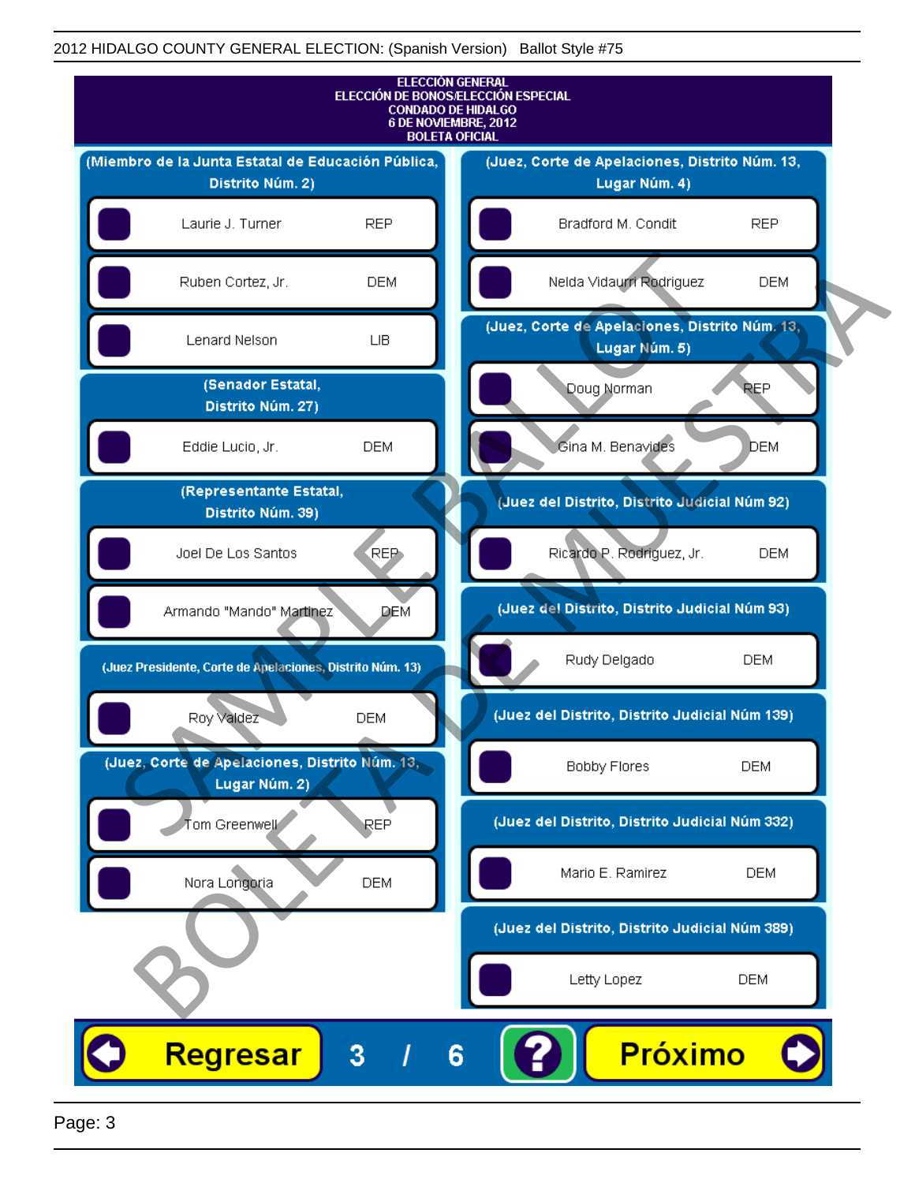2012 HIDALGO COUNTY GENERAL ELECTION: (Spanish Version) Ballot Style #75

**ELECCIÓN GENERAL**
**ELECCIÓN DE BONOS/ELECCIÓN ESPECIAL**
**CONDADO DE HIDALGO**
**6 DE NOVIEMBRE, 2012**
**BOLETA OFICIAL**

**(Miembro de la Junta Estatal de Educación Pública, Distrito Núm. 2)**

| Candidato | Partido |
|---|---|
| Laurie J. Turner | REP |
| Ruben Cortez, Jr. | DEM |
| Lenard Nelson | LIB |

**(Senador Estatal, Distrito Núm. 27)**

| Candidato | Partido |
|---|---|
| Eddie Lucio, Jr. | DEM |

**(Representante Estatal, Distrito Núm. 39)**

| Candidato | Partido |
|---|---|
| Joel De Los Santos | REP |
| Armando "Mando" Martinez | DEM |

**(Juez Presidente, Corte de Apelaciones, Distrito Núm. 13)**

| Candidato | Partido |
|---|---|
| Roy Valdez | DEM |

**(Juez, Corte de Apelaciones, Distrito Núm. 13, Lugar Núm. 2)**

| Candidato | Partido |
|---|---|
| Tom Greenwell | REP |
| Nora Longoria | DEM |

**(Juez, Corte de Apelaciones, Distrito Núm. 13, Lugar Núm. 4)**

| Candidato | Partido |
|---|---|
| Bradford M. Condit | REP |
| Nelda Vidaurri Rodriguez | DEM |

**(Juez, Corte de Apelaciones, Distrito Núm. 13, Lugar Núm. 5)**

| Candidato | Partido |
|---|---|
| Doug Norman | REP |
| Gina M. Benavides | DEM |

**(Juez del Distrito, Distrito Judicial Núm 92)**

| Candidato | Partido |
|---|---|
| Ricardo P. Rodriguez, Jr. | DEM |

**(Juez del Distrito, Distrito Judicial Núm 93)**

| Candidato | Partido |
|---|---|
| Rudy Delgado | DEM |

**(Juez del Distrito, Distrito Judicial Núm 139)**

| Candidato | Partido |
|---|---|
| Bobby Flores | DEM |

**(Juez del Distrito, Distrito Judicial Núm 332)**

| Candidato | Partido |
|---|---|
| Mario E. Ramirez | DEM |

**(Juez del Distrito, Distrito Judicial Núm 389)**

| Candidato | Partido |
|---|---|
| Letty Lopez | DEM |

Regresar 3 / 6 ? Próximo

SAMPLE BALLOT BOLETA DE MUESTRA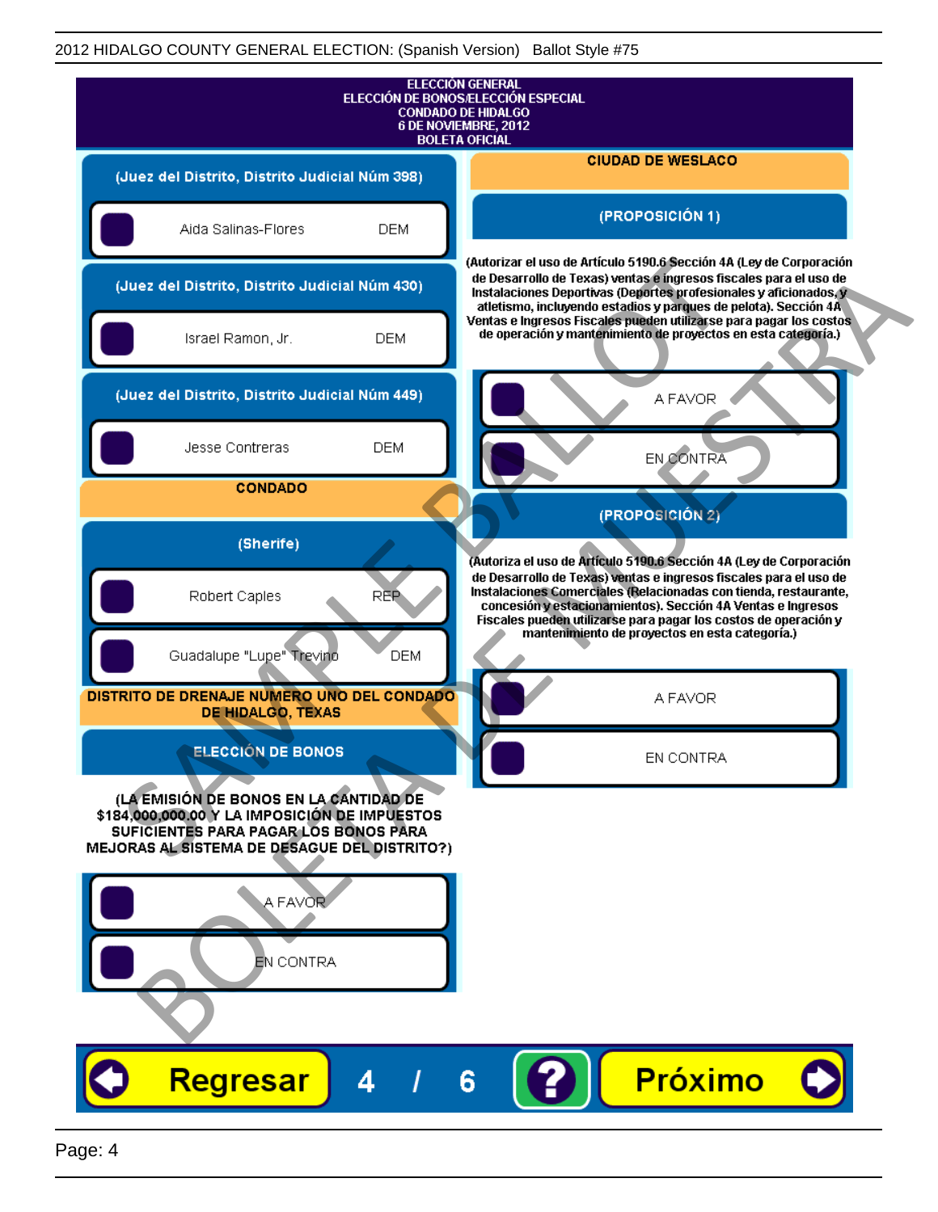ELECCIÓN GENERAL
ELECCIÓN DE BONOS/ELECCIÓN ESPECIAL
CONDADO DE HIDALGO
6 DE NOVIEMBRE, 2012
BOLETA OFICIAL

## (Juez del Distrito, Distrito Judicial Núm 398)

- Aida Salinas-Flores DEM

## (Juez del Distrito, Distrito Judicial Núm 430)

- Israel Ramon, Jr. DEM

## (Juez del Distrito, Distrito Judicial Núm 449)

- Jesse Contreras DEM

## CONDADO

### (Sherife)

- Robert Caples REP
- Guadalupe "Lupe" Trevino DEM

## DISTRITO DE DRENAJE NUMERO UNO DEL CONDADO DE HIDALGO, TEXAS

### ELECCIÓN DE BONOS

**(LA EMISIÓN DE BONOS EN LA CANTIDAD DE $184,000,000.00 Y LA IMPOSICIÓN DE IMPUESTOS SUFICIENTES PARA PAGAR LOS BONOS PARA MEJORAS AL SISTEMA DE DESAGUE DEL DISTRITO?)**

- A FAVOR
- EN CONTRA

## CIUDAD DE WESLACO

### (PROPOSICIÓN 1)

**(Autorizar el uso de Artículo 5190.6 Sección 4A (Ley de Corporación de Desarrollo de Texas) ventas e ingresos fiscales para el uso de Instalaciones Deportivas (Deportes profesionales y aficionados, y atletismo, incluyendo estadios y parques de pelota). Sección 4A Ventas e Ingresos Fiscales pueden utilizarse para pagar los costos de operación y mantenimiento de proyectos en esta categoría.)**

- A FAVOR
- EN CONTRA

### (PROPOSICIÓN 2)

**(Autoriza el uso de Artículo 5190.6 Sección 4A (Ley de Corporación de Desarrollo de Texas) ventas e ingresos fiscales para el uso de Instalaciones Comerciales (Relacionadas con tienda, restaurante, concesión y estacionamientos). Sección 4A Ventas e Ingresos Fiscales pueden utilizarse para pagar los costos de operación y mantenimiento de proyectos en esta categoría.)**

- A FAVOR
- EN CONTRA

Regresar 4 / 6 ? Próximo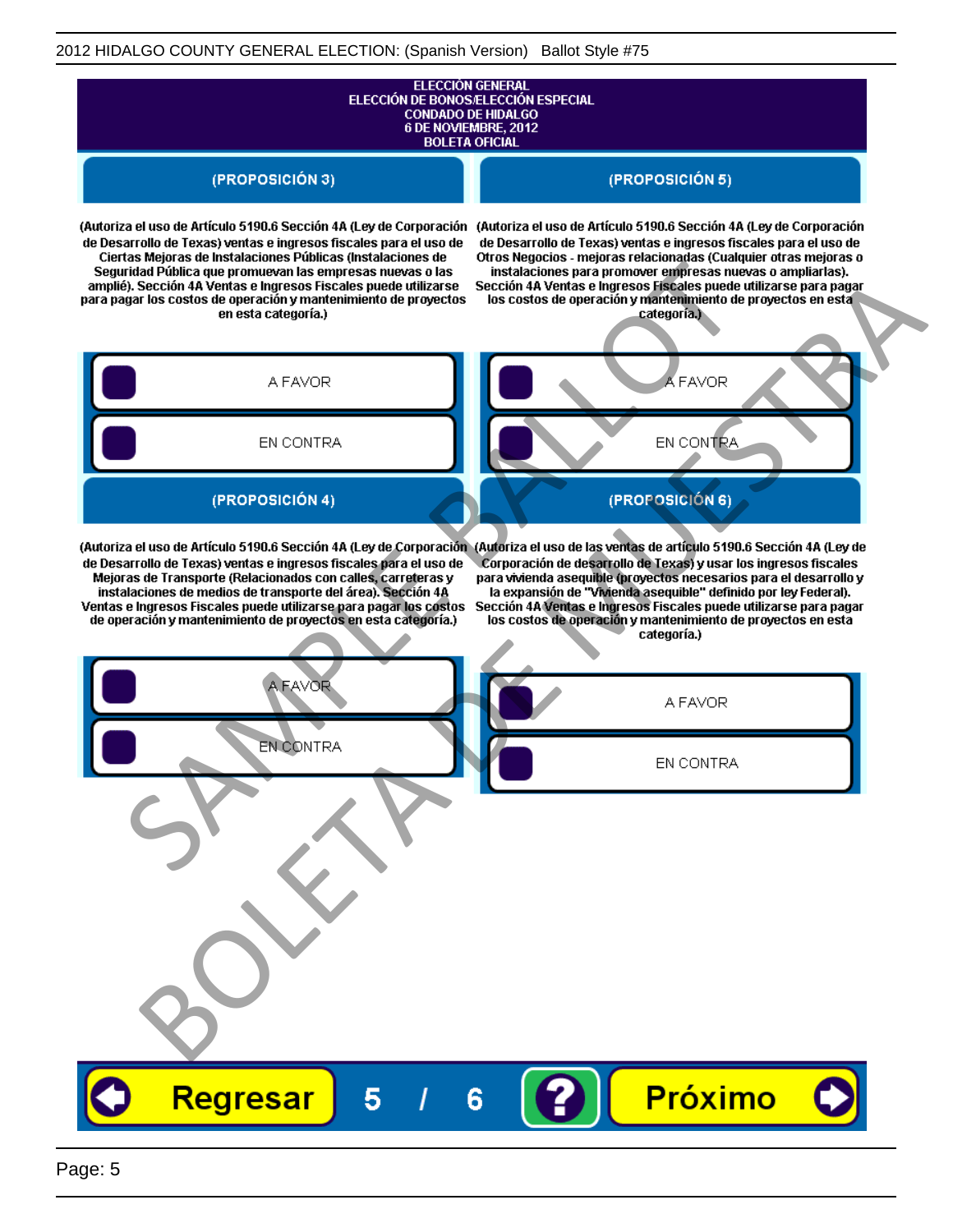ELECCIÓN GENERAL
ELECCIÓN DE BONOS/ELECCIÓN ESPECIAL
CONDADO DE HIDALGO
6 DE NOVIEMBRE, 2012
BOLETA OFICIAL

## (PROPOSICIÓN 3)

(Autoriza el uso de Artículo 5190.6 Sección 4A (Ley de Corporación de Desarrollo de Texas) ventas e ingresos fiscales para el uso de Ciertas Mejoras de Instalaciones Públicas (Instalaciones de Seguridad Pública que promuevan las empresas nuevas o las amplié). Sección 4A Ventas e Ingresos Fiscales puede utilizarse para pagar los costos de operación y mantenimiento de proyectos en esta categoría.)

- A FAVOR
- EN CONTRA

## (PROPOSICIÓN 4)

(Autoriza el uso de Artículo 5190.6 Sección 4A (Ley de Corporación de Desarrollo de Texas) ventas e ingresos fiscales para el uso de Mejoras de Transporte (Relacionados con calles, carreteras y instalaciones de medios de transporte del área). Sección 4A Ventas e Ingresos Fiscales puede utilizarse para pagar los costos de operación y mantenimiento de proyectos en esta categoría.)

- A FAVOR
- EN CONTRA

## (PROPOSICIÓN 5)

(Autoriza el uso de Artículo 5190.6 Sección 4A (Ley de Corporación de Desarrollo de Texas) ventas e ingresos fiscales para el uso de Otros Negocios - mejoras relacionadas (Cualquier otras mejoras o instalaciones para promover empresas nuevas o ampliarlas). Sección 4A Ventas e Ingresos Fiscales puede utilizarse para pagar los costos de operación y mantenimiento de proyectos en esta categoría.)

- A FAVOR
- EN CONTRA

## (PROPOSICIÓN 6)

(Autoriza el uso de las ventas de artículo 5190.6 Sección 4A (Ley de Corporación de desarrollo de Texas) y usar los ingresos fiscales para vivienda asequible (proyectos necesarios para el desarrollo y la expansión de "Vivienda asequible" definido por ley Federal). Sección 4A Ventas e Ingresos Fiscales puede utilizarse para pagar los costos de operación y mantenimiento de proyectos en esta categoría.)

- A FAVOR
- EN CONTRA

Regresar 5 / 6 ? Próximo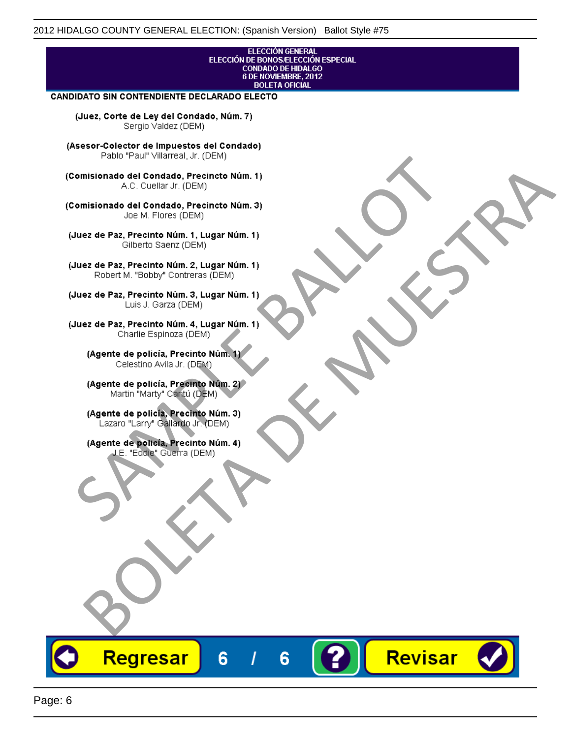ELECCIÓN GENERAL
ELECCIÓN DE BONOS/ELECCIÓN ESPECIAL
CONDADO DE HIDALGO
6 DE NOVIEMBRE, 2012
BOLETA OFICIAL

**CANDIDATO SIN CONTENDIENTE DECLARADO ELECTO**

**(Juez, Corte de Ley del Condado, Núm. 7)**
Sergio Valdez (DEM)

**(Asesor-Colector de Impuestos del Condado)**
Pablo "Paul" Villarreal, Jr. (DEM)

**(Comisionado del Condado, Precincto Núm. 1)**
A.C. Cuellar Jr. (DEM)

**(Comisionado del Condado, Precincto Núm. 3)**
Joe M. Flores (DEM)

**(Juez de Paz, Precinto Núm. 1, Lugar Núm. 1)**
Gilberto Saenz (DEM)

**(Juez de Paz, Precinto Núm. 2, Lugar Núm. 1)**
Robert M. "Bobby" Contreras (DEM)

**(Juez de Paz, Precinto Núm. 3, Lugar Núm. 1)**
Luis J. Garza (DEM)

**(Juez de Paz, Precinto Núm. 4, Lugar Núm. 1)**
Charlie Espinoza (DEM)

**(Agente de policía, Precinto Núm. 1)**
Celestino Avila Jr. (DEM)

**(Agente de policía, Precinto Núm. 2)**
Martin "Marty" Cantú (DEM)

**(Agente de policía, Precinto Núm. 3)**
Lazaro "Larry" Gallardo Jr. (DEM)

**(Agente de policía, Precinto Núm. 4)**
J.E. "Eddie" Guerra (DEM)

SAMPLE BALLOT
BOLETA DE MUESTRA

Regresar 6 / 6 ? Revisar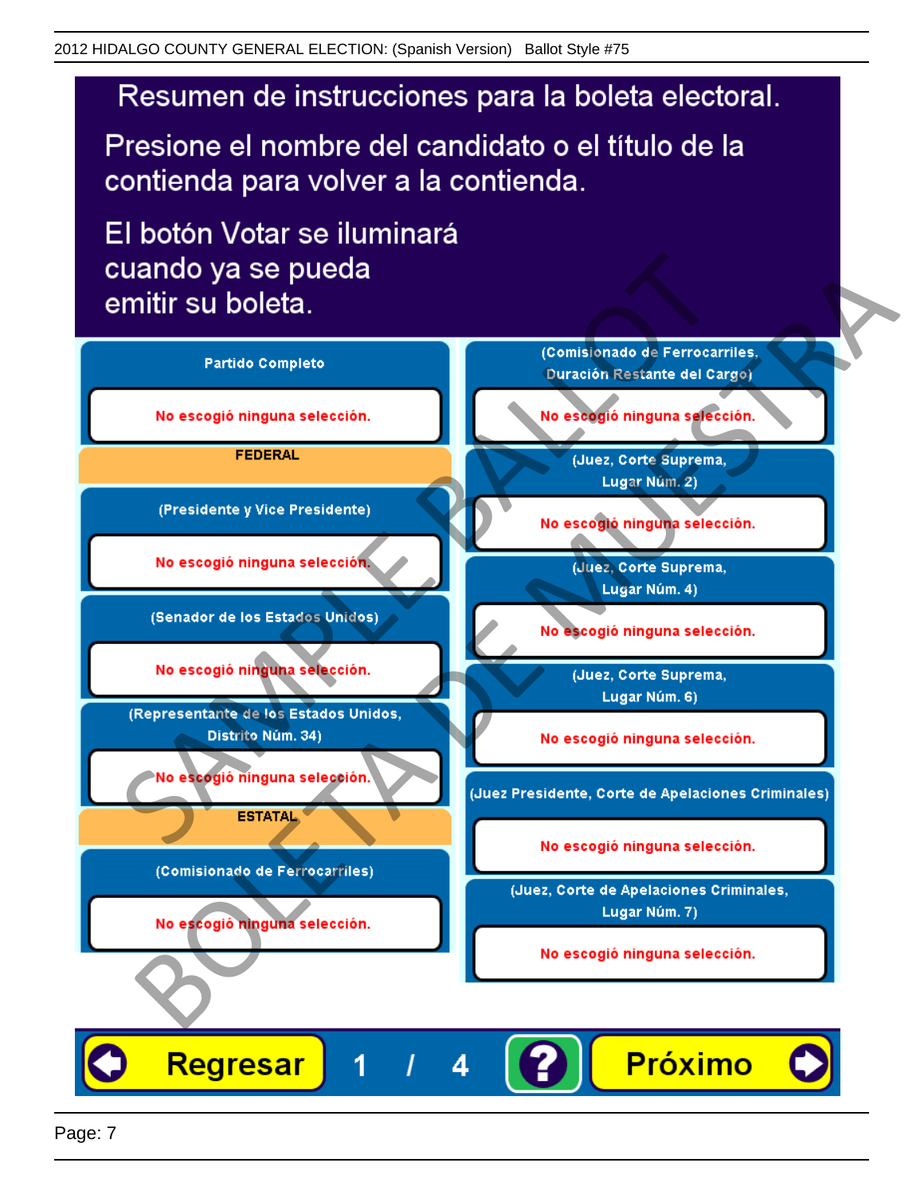# Resumen de instrucciones para la boleta electoral.

Presione el nombre del candidato o el título de la contienda para volver a la contienda.

El botón Votar se iluminará cuando ya se pueda emitir su boleta.

**Partido Completo**

No escogió ninguna selección.

**FEDERAL**

**(Presidente y Vice Presidente)**

No escogió ninguna selección.

**(Senador de los Estados Unidos)**

No escogió ninguna selección.

**(Representante de los Estados Unidos, Distrito Núm. 34)**

No escogió ninguna selección.

**ESTATAL**

**(Comisionado de Ferrocarriles)**

No escogió ninguna selección.

**(Comisionado de Ferrocarriles, Duración Restante del Cargo)**

No escogió ninguna selección.

**(Juez, Corte Suprema, Lugar Núm. 2)**

No escogió ninguna selección.

**(Juez, Corte Suprema, Lugar Núm. 4)**

No escogió ninguna selección.

**(Juez, Corte Suprema, Lugar Núm. 6)**

No escogió ninguna selección.

**(Juez Presidente, Corte de Apelaciones Criminales)**

No escogió ninguna selección.

**(Juez, Corte de Apelaciones Criminales, Lugar Núm. 7)**

No escogió ninguna selección.

Regresar 1 / 4 ? Próximo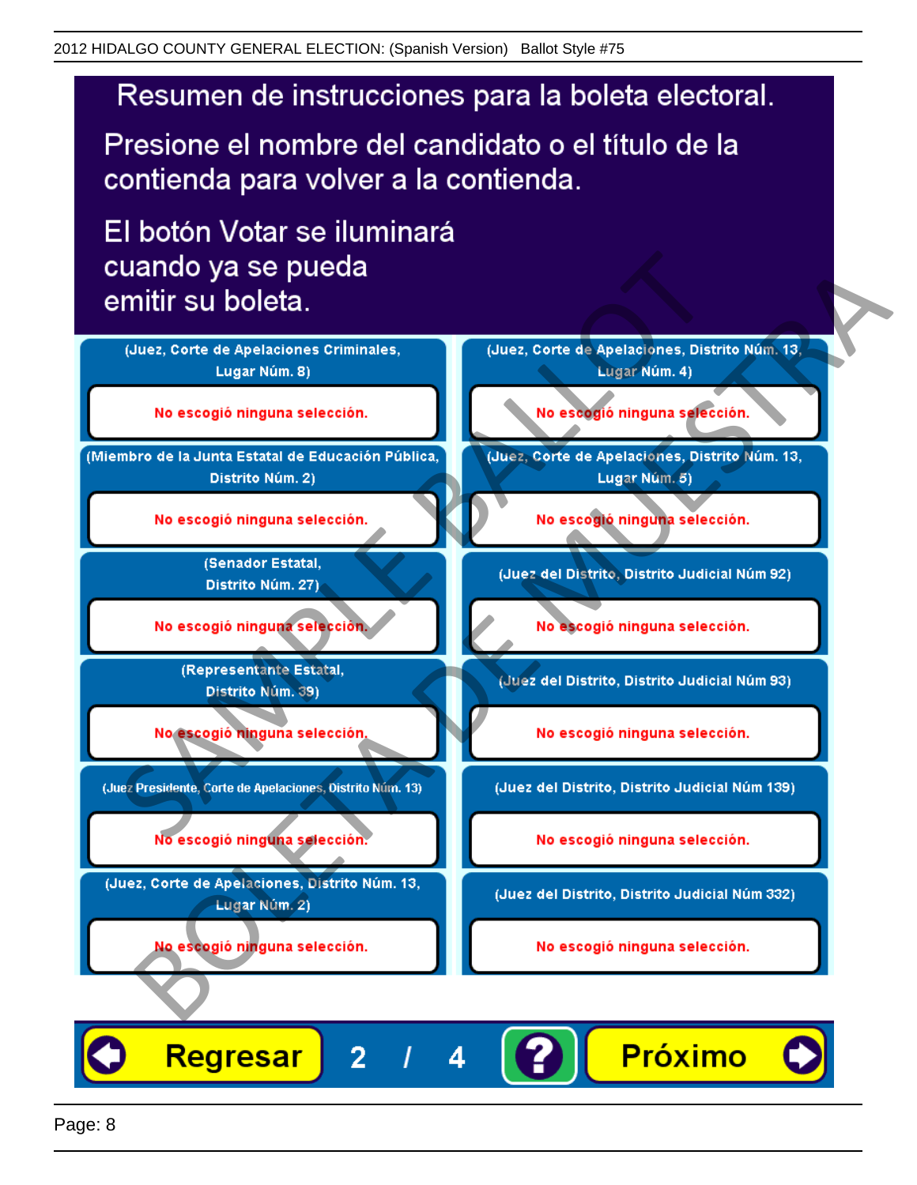# Resumen de instrucciones para la boleta electoral.

Presione el nombre del candidato o el título de la contienda para volver a la contienda.

El botón Votar se iluminará cuando ya se pueda emitir su boleta.

(Juez, Corte de Apelaciones Criminales, Lugar Núm. 8)

No escogió ninguna selección.

(Miembro de la Junta Estatal de Educación Pública, Distrito Núm. 2)

No escogió ninguna selección.

(Senador Estatal, Distrito Núm. 27)

No escogió ninguna selección.

(Representante Estatal, Distrito Núm. 39)

No escogió ninguna selección.

(Juez Presidente, Corte de Apelaciones, Distrito Núm. 13)

No escogió ninguna selección.

(Juez, Corte de Apelaciones, Distrito Núm. 13, Lugar Núm. 2)

No escogió ninguna selección.

(Juez, Corte de Apelaciones, Distrito Núm. 13, Lugar Núm. 4)

No escogió ninguna selección.

(Juez, Corte de Apelaciones, Distrito Núm. 13, Lugar Núm. 5)

No escogió ninguna selección.

(Juez del Distrito, Distrito Judicial Núm 92)

No escogió ninguna selección.

(Juez del Distrito, Distrito Judicial Núm 93)

No escogió ninguna selección.

(Juez del Distrito, Distrito Judicial Núm 139)

No escogió ninguna selección.

(Juez del Distrito, Distrito Judicial Núm 332)

No escogió ninguna selección.

Regresar 2 / 4 ? Próximo

SAMPLE BALLOT

BOLETA DE MUESTRA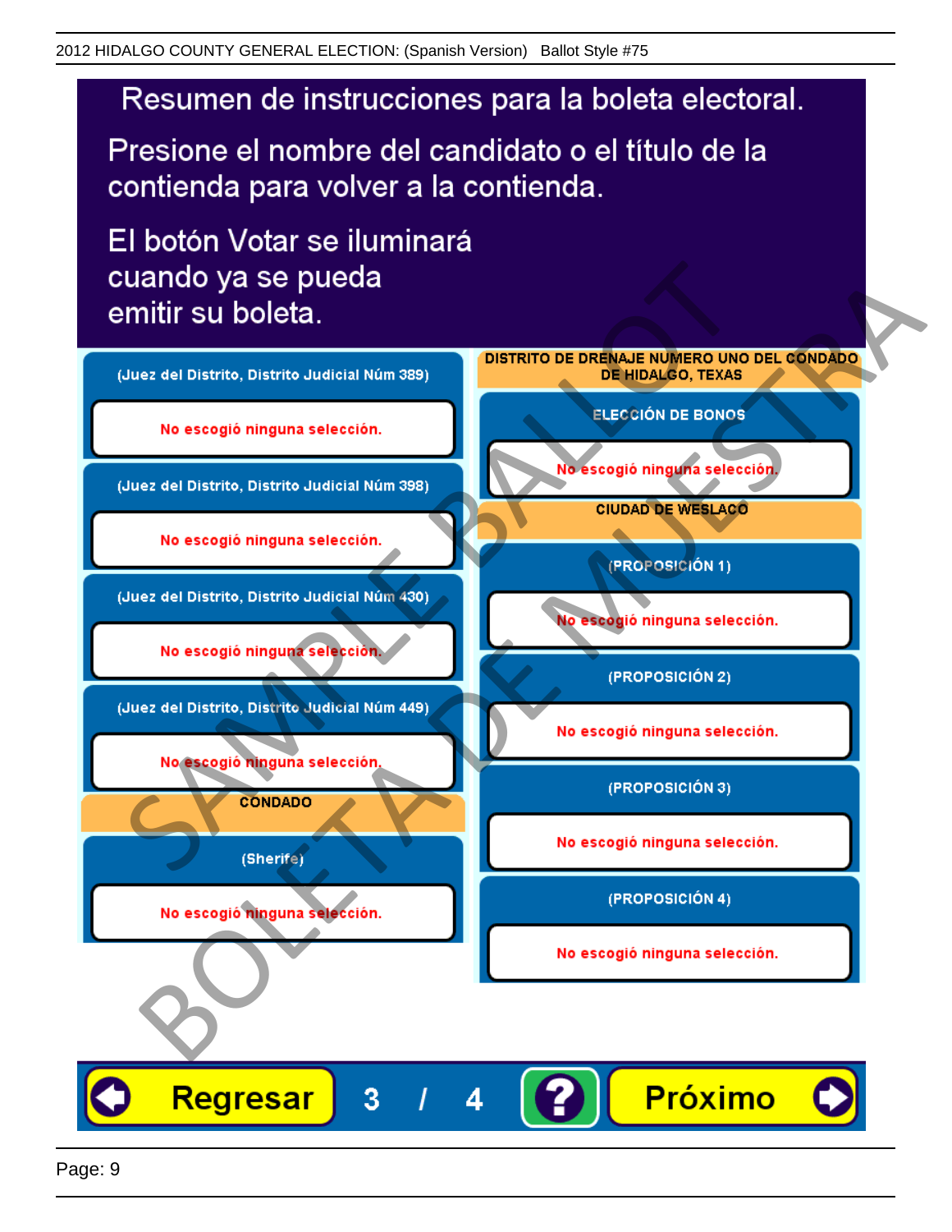# Resumen de instrucciones para la boleta electoral.

Presione el nombre del candidato o el título de la contienda para volver a la contienda.

El botón Votar se iluminará cuando ya se pueda emitir su boleta.

**(Juez del Distrito, Distrito Judicial Núm 389)**

No escogió ninguna selección.

**(Juez del Distrito, Distrito Judicial Núm 398)**

No escogió ninguna selección.

**(Juez del Distrito, Distrito Judicial Núm 430)**

No escogió ninguna selección.

**(Juez del Distrito, Distrito Judicial Núm 449)**

No escogió ninguna selección.

## CONDADO

**(Sherife)**

No escogió ninguna selección.

## DISTRITO DE DRENAJE NUMERO UNO DEL CONDADO DE HIDALGO, TEXAS

**ELECCIÓN DE BONOS**

No escogió ninguna selección.

## CIUDAD DE WESLACO

**(PROPOSICIÓN 1)**

No escogió ninguna selección.

**(PROPOSICIÓN 2)**

No escogió ninguna selección.

**(PROPOSICIÓN 3)**

No escogió ninguna selección.

**(PROPOSICIÓN 4)**

No escogió ninguna selección.

Regresar 3 / 4 ? Próximo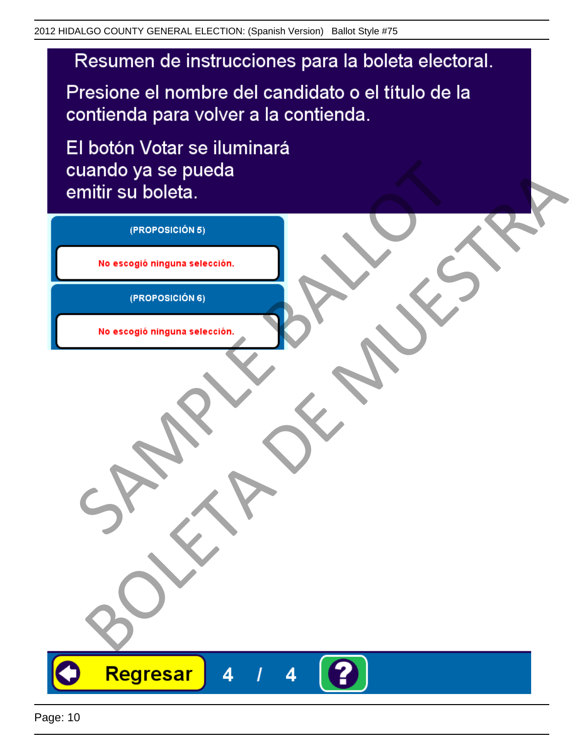# Resumen de instrucciones para la boleta electoral.

Presione el nombre del candidato o el título de la contienda para volver a la contienda.

El botón Votar se iluminará cuando ya se pueda emitir su boleta.

**(PROPOSICIÓN 5)**

No escogió ninguna selección.

**(PROPOSICIÓN 6)**

No escogió ninguna selección.

SAMPLE BALLOT

BOLETA DE MUESTRA

Regresar

4 / 4

?